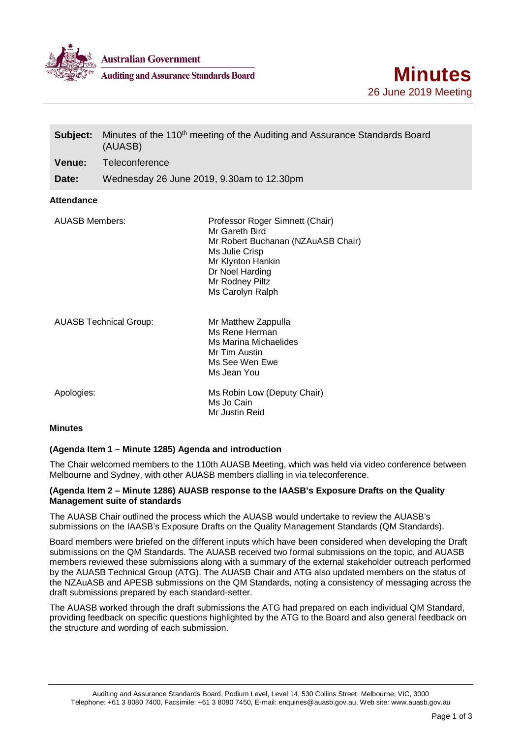Australian Government

Auditing and Assurance Standards Board

# Minutes

26 June 2019 Meeting

| | |
|---|---|
| **Subject:** | Minutes of the 110th meeting of the Auditing and Assurance Standards Board (AUASB) |
| **Venue:** | Teleconference |
| **Date:** | Wednesday 26 June 2019, 9.30am to 12.30pm |

**Attendance**

| | |
|---|---|
| AUASB Members: | Professor Roger Simnett (Chair)<br>Mr Gareth Bird<br>Mr Robert Buchanan (NZAuASB Chair)<br>Ms Julie Crisp<br>Mr Klynton Hankin<br>Dr Noel Harding<br>Mr Rodney Piltz<br>Ms Carolyn Ralph |
| AUASB Technical Group: | Mr Matthew Zappulla<br>Ms Rene Herman<br>Ms Marina Michaelides<br>Mr Tim Austin<br>Ms See Wen Ewe<br>Ms Jean You |
| Apologies: | Ms Robin Low (Deputy Chair)<br>Ms Jo Cain<br>Mr Justin Reid |

**Minutes**

**(Agenda Item 1 – Minute 1285) Agenda and introduction**

The Chair welcomed members to the 110th AUASB Meeting, which was held via video conference between Melbourne and Sydney, with other AUASB members dialling in via teleconference.

**(Agenda Item 2 – Minute 1286) AUASB response to the IAASB's Exposure Drafts on the Quality Management suite of standards**

The AUASB Chair outlined the process which the AUASB would undertake to review the AUASB's submissions on the IAASB's Exposure Drafts on the Quality Management Standards (QM Standards).

Board members were briefed on the different inputs which have been considered when developing the Draft submissions on the QM Standards. The AUASB received two formal submissions on the topic, and AUASB members reviewed these submissions along with a summary of the external stakeholder outreach performed by the AUASB Technical Group (ATG). The AUASB Chair and ATG also updated members on the status of the NZAuASB and APESB submissions on the QM Standards, noting a consistency of messaging across the draft submissions prepared by each standard-setter.

The AUASB worked through the draft submissions the ATG had prepared on each individual QM Standard, providing feedback on specific questions highlighted by the ATG to the Board and also general feedback on the structure and wording of each submission.

Auditing and Assurance Standards Board, Podium Level, Level 14, 530 Collins Street, Melbourne, VIC, 3000
Telephone: +61 3 8080 7400, Facsimile: +61 3 8080 7450, E-mail: enquiries@auasb.gov.au, Web site: www.auasb.gov.au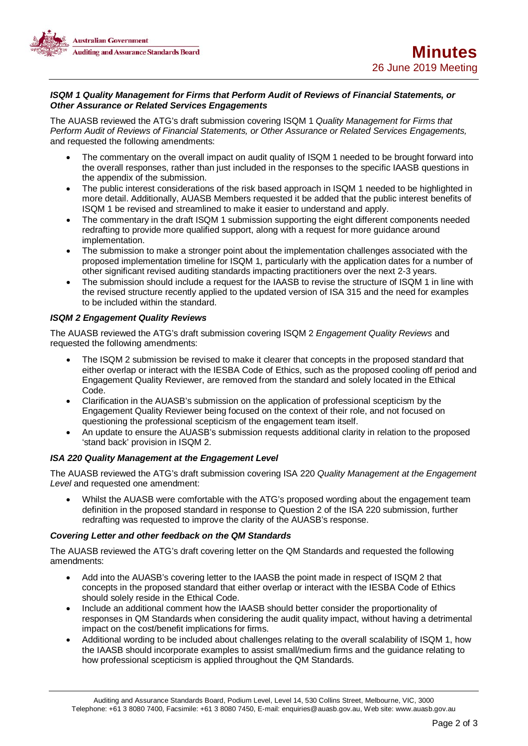### *ISQM 1 Quality Management for Firms that Perform Audit of Reviews of Financial Statements, or Other Assurance or Related Services Engagements*

The AUASB reviewed the ATG's draft submission covering ISQM 1 *Quality Management for Firms that Perform Audit of Reviews of Financial Statements, or Other Assurance or Related Services Engagements,* and requested the following amendments:

- The commentary on the overall impact on audit quality of ISQM 1 needed to be brought forward into the overall responses, rather than just included in the responses to the specific IAASB questions in the appendix of the submission.
- The public interest considerations of the risk based approach in ISQM 1 needed to be highlighted in more detail. Additionally, AUASB Members requested it be added that the public interest benefits of ISQM 1 be revised and streamlined to make it easier to understand and apply.
- The commentary in the draft ISQM 1 submission supporting the eight different components needed redrafting to provide more qualified support, along with a request for more guidance around implementation.
- The submission to make a stronger point about the implementation challenges associated with the proposed implementation timeline for ISQM 1, particularly with the application dates for a number of other significant revised auditing standards impacting practitioners over the next 2-3 years.
- The submission should include a request for the IAASB to revise the structure of ISQM 1 in line with the revised structure recently applied to the updated version of ISA 315 and the need for examples to be included within the standard.

### *ISQM 2 Engagement Quality Reviews*

The AUASB reviewed the ATG's draft submission covering ISQM 2 *Engagement Quality Reviews* and requested the following amendments:

- The ISQM 2 submission be revised to make it clearer that concepts in the proposed standard that either overlap or interact with the IESBA Code of Ethics, such as the proposed cooling off period and Engagement Quality Reviewer, are removed from the standard and solely located in the Ethical Code.
- Clarification in the AUASB's submission on the application of professional scepticism by the Engagement Quality Reviewer being focused on the context of their role, and not focused on questioning the professional scepticism of the engagement team itself.
- An update to ensure the AUASB's submission requests additional clarity in relation to the proposed 'stand back' provision in ISQM 2.

### *ISA 220 Quality Management at the Engagement Level*

The AUASB reviewed the ATG's draft submission covering ISA 220 *Quality Management at the Engagement Level* and requested one amendment:

- Whilst the AUASB were comfortable with the ATG's proposed wording about the engagement team definition in the proposed standard in response to Question 2 of the ISA 220 submission, further redrafting was requested to improve the clarity of the AUASB's response.

### *Covering Letter and other feedback on the QM Standards*

The AUASB reviewed the ATG's draft covering letter on the QM Standards and requested the following amendments:

- Add into the AUASB's covering letter to the IAASB the point made in respect of ISQM 2 that concepts in the proposed standard that either overlap or interact with the IESBA Code of Ethics should solely reside in the Ethical Code.
- Include an additional comment how the IAASB should better consider the proportionality of responses in QM Standards when considering the audit quality impact, without having a detrimental impact on the cost/benefit implications for firms.
- Additional wording to be included about challenges relating to the overall scalability of ISQM 1, how the IAASB should incorporate examples to assist small/medium firms and the guidance relating to how professional scepticism is applied throughout the QM Standards.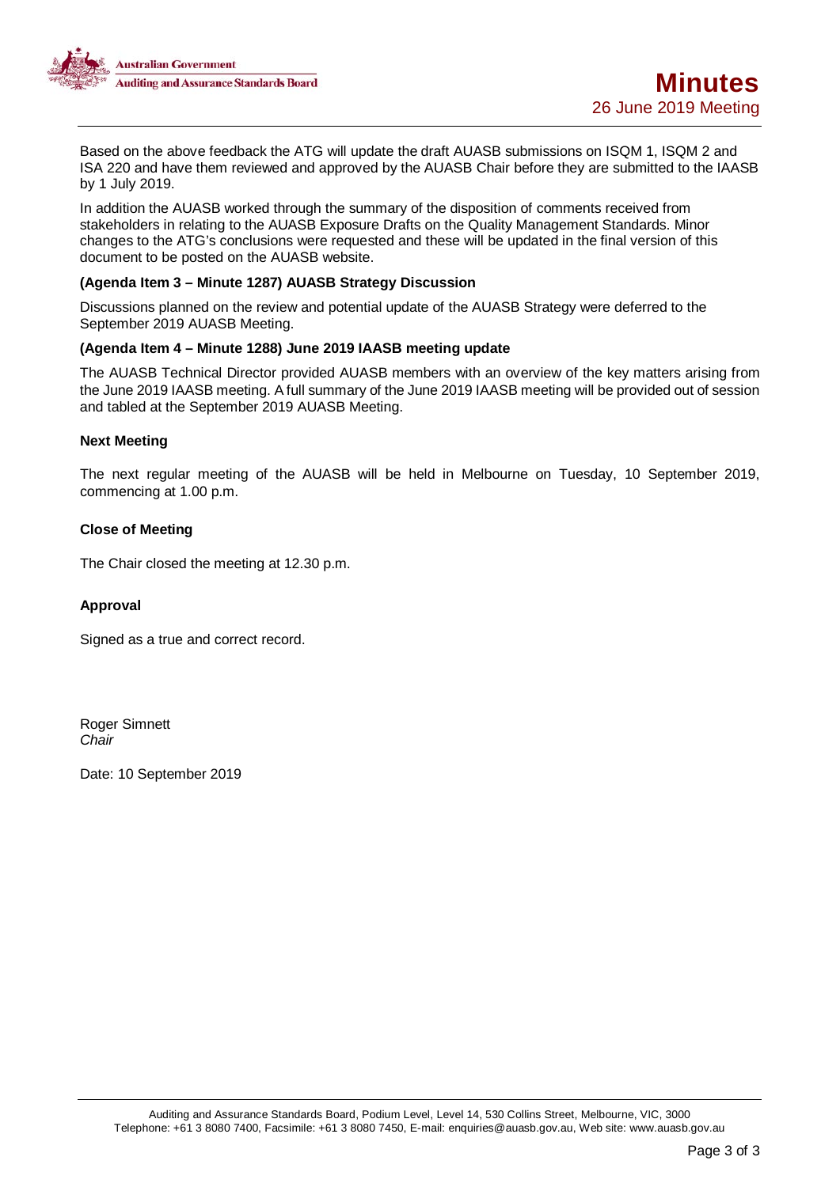Based on the above feedback the ATG will update the draft AUASB submissions on ISQM 1, ISQM 2 and ISA 220 and have them reviewed and approved by the AUASB Chair before they are submitted to the IAASB by 1 July 2019.

In addition the AUASB worked through the summary of the disposition of comments received from stakeholders in relating to the AUASB Exposure Drafts on the Quality Management Standards. Minor changes to the ATG's conclusions were requested and these will be updated in the final version of this document to be posted on the AUASB website.

**(Agenda Item 3 – Minute 1287) AUASB Strategy Discussion**

Discussions planned on the review and potential update of the AUASB Strategy were deferred to the September 2019 AUASB Meeting.

**(Agenda Item 4 – Minute 1288) June 2019 IAASB meeting update**

The AUASB Technical Director provided AUASB members with an overview of the key matters arising from the June 2019 IAASB meeting. A full summary of the June 2019 IAASB meeting will be provided out of session and tabled at the September 2019 AUASB Meeting.

**Next Meeting**

The next regular meeting of the AUASB will be held in Melbourne on Tuesday, 10 September 2019, commencing at 1.00 p.m.

**Close of Meeting**

The Chair closed the meeting at 12.30 p.m.

**Approval**

Signed as a true and correct record.

Roger Simnett
*Chair*

Date: 10 September 2019